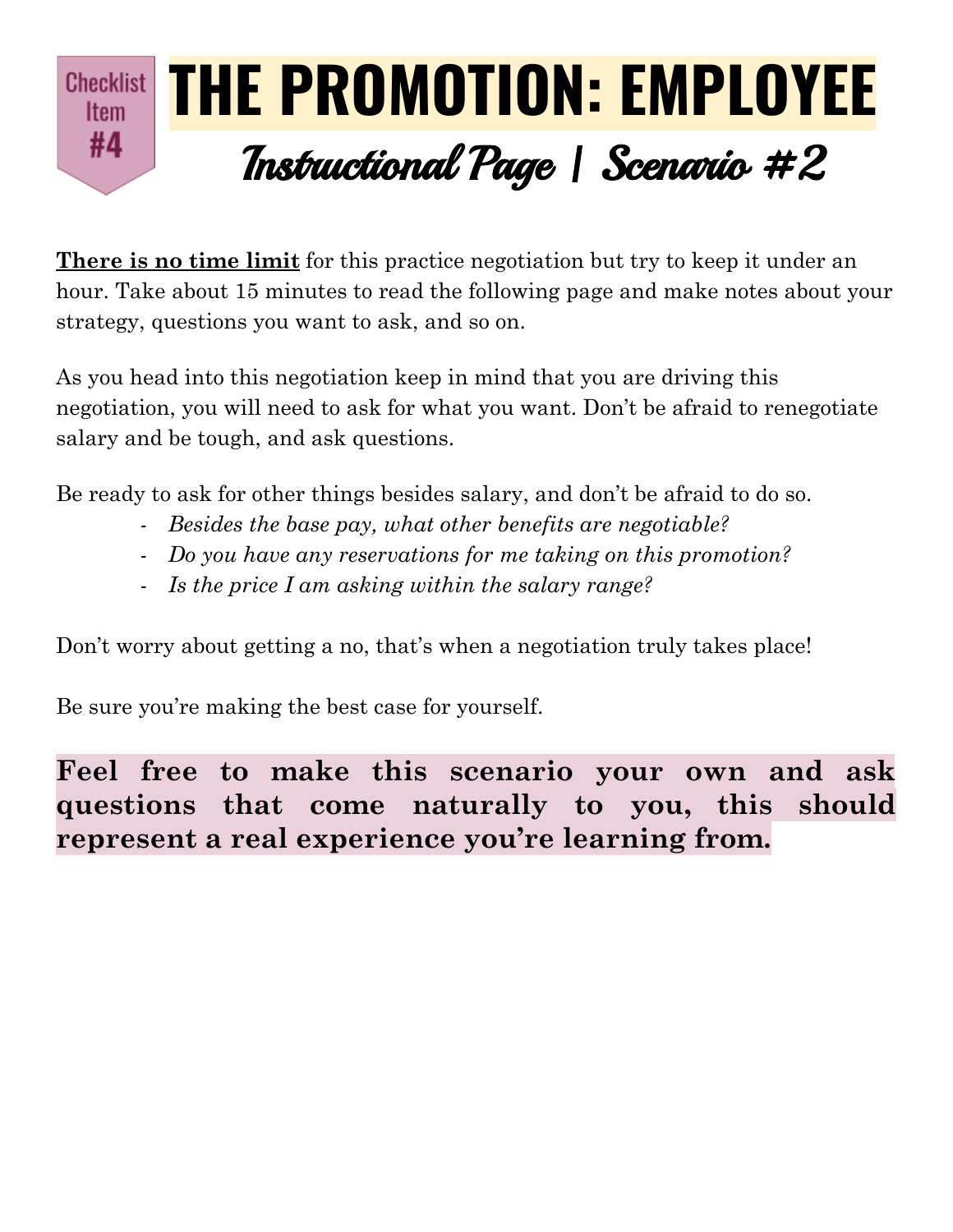Checklist Item #4

# THE PROMOTION: EMPLOYEE

## Instructional Page | Scenario #2

**<u>There is no time limit</u>** for this practice negotiation but try to keep it under an hour. Take about 15 minutes to read the following page and make notes about your strategy, questions you want to ask, and so on.

As you head into this negotiation keep in mind that you are driving this negotiation, you will need to ask for what you want. Don't be afraid to renegotiate salary and be tough, and ask questions.

Be ready to ask for other things besides salary, and don't be afraid to do so.

- *Besides the base pay, what other benefits are negotiable?*
- *Do you have any reservations for me taking on this promotion?*
- *Is the price I am asking within the salary range?*

Don't worry about getting a no, that's when a negotiation truly takes place!

Be sure you're making the best case for yourself.

**Feel free to make this scenario your own and ask questions that come naturally to you, this should represent a real experience you're learning from.**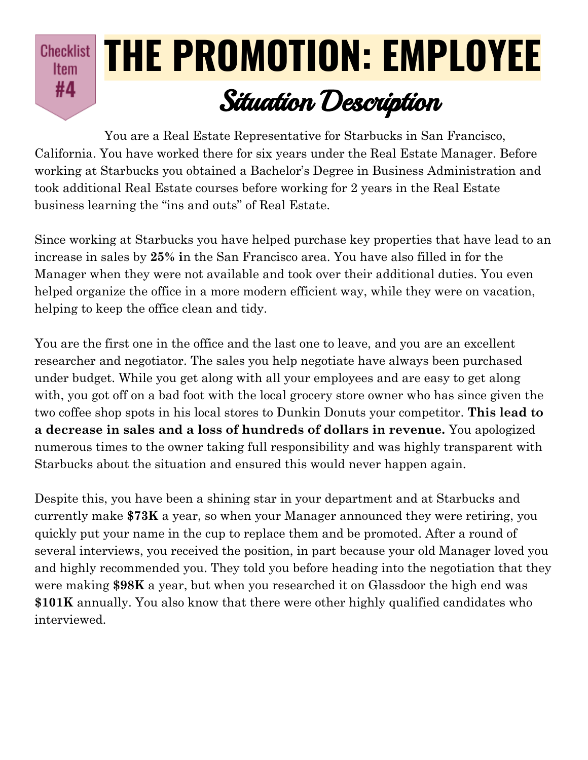Checklist Item #4

# THE PROMOTION: EMPLOYEE

## Situation Description

You are a Real Estate Representative for Starbucks in San Francisco, California. You have worked there for six years under the Real Estate Manager. Before working at Starbucks you obtained a Bachelor's Degree in Business Administration and took additional Real Estate courses before working for 2 years in the Real Estate business learning the "ins and outs" of Real Estate.

Since working at Starbucks you have helped purchase key properties that have lead to an increase in sales by **25% i**n the San Francisco area. You have also filled in for the Manager when they were not available and took over their additional duties. You even helped organize the office in a more modern efficient way, while they were on vacation, helping to keep the office clean and tidy.

You are the first one in the office and the last one to leave, and you are an excellent researcher and negotiator. The sales you help negotiate have always been purchased under budget. While you get along with all your employees and are easy to get along with, you got off on a bad foot with the local grocery store owner who has since given the two coffee shop spots in his local stores to Dunkin Donuts your competitor. **This lead to a decrease in sales and a loss of hundreds of dollars in revenue.** You apologized numerous times to the owner taking full responsibility and was highly transparent with Starbucks about the situation and ensured this would never happen again.

Despite this, you have been a shining star in your department and at Starbucks and currently make **$73K** a year, so when your Manager announced they were retiring, you quickly put your name in the cup to replace them and be promoted. After a round of several interviews, you received the position, in part because your old Manager loved you and highly recommended you. They told you before heading into the negotiation that they were making **$98K** a year, but when you researched it on Glassdoor the high end was **$101K** annually. You also know that there were other highly qualified candidates who interviewed.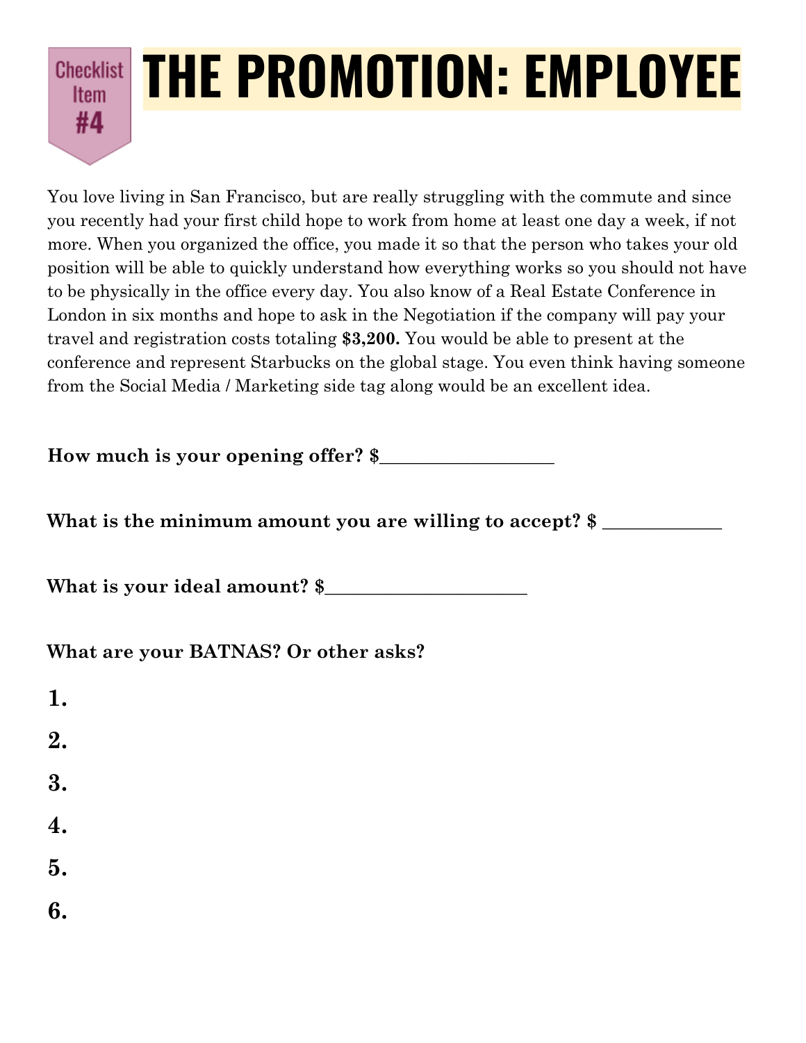Checklist Item #4

# THE PROMOTION: EMPLOYEE

You love living in San Francisco, but are really struggling with the commute and since you recently had your first child hope to work from home at least one day a week, if not more. When you organized the office, you made it so that the person who takes your old position will be able to quickly understand how everything works so you should not have to be physically in the office every day. You also know of a Real Estate Conference in London in six months and hope to ask in the Negotiation if the company will pay your travel and registration costs totaling **$3,200.** You would be able to present at the conference and represent Starbucks on the global stage. You even think having someone from the Social Media / Marketing side tag along would be an excellent idea.

**How much is your opening offer? $\_\_\_\_\_\_\_\_\_\_\_\_\_\_\_\_\_\_\_\_**

**What is the minimum amount you are willing to accept? $ \_\_\_\_\_\_\_\_\_\_\_\_\_**

**What is your ideal amount? $\_\_\_\_\_\_\_\_\_\_\_\_\_\_\_\_\_\_\_\_\_\_**

**What are your BATNAS? Or other asks?**

**1.**

**2.**

**3.**

**4.**

**5.**

**6.**